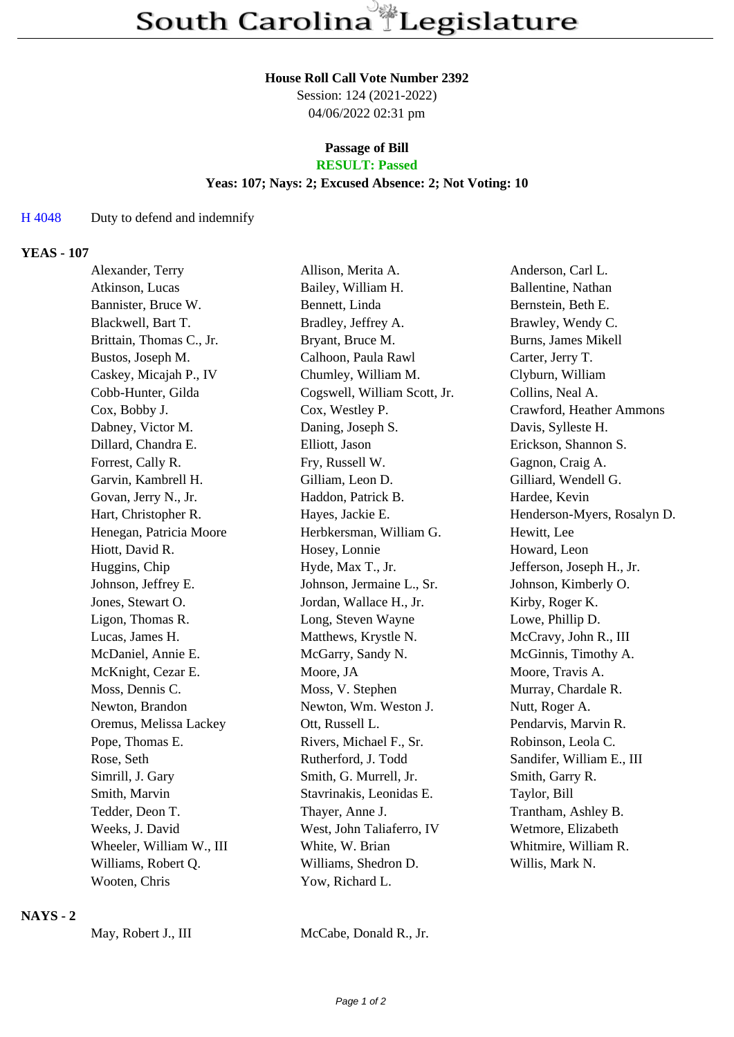# South Carolina Legislature

**House Roll Call Vote Number 2392**
Session: 124 (2021-2022)
04/06/2022 02:31 pm

**Passage of Bill**
**RESULT: Passed**
**Yeas: 107; Nays: 2; Excused Absence: 2; Not Voting: 10**

H 4048 Duty to defend and indemnify

## YEAS - 107

| | | |
|---|---|---|
| Alexander, Terry | Allison, Merita A. | Anderson, Carl L. |
| Atkinson, Lucas | Bailey, William H. | Ballentine, Nathan |
| Bannister, Bruce W. | Bennett, Linda | Bernstein, Beth E. |
| Blackwell, Bart T. | Bradley, Jeffrey A. | Brawley, Wendy C. |
| Brittain, Thomas C., Jr. | Bryant, Bruce M. | Burns, James Mikell |
| Bustos, Joseph M. | Calhoon, Paula Rawl | Carter, Jerry T. |
| Caskey, Micajah P., IV | Chumley, William M. | Clyburn, William |
| Cobb-Hunter, Gilda | Cogswell, William Scott, Jr. | Collins, Neal A. |
| Cox, Bobby J. | Cox, Westley P. | Crawford, Heather Ammons |
| Dabney, Victor M. | Daning, Joseph S. | Davis, Sylleste H. |
| Dillard, Chandra E. | Elliott, Jason | Erickson, Shannon S. |
| Forrest, Cally R. | Fry, Russell W. | Gagnon, Craig A. |
| Garvin, Kambrell H. | Gilliam, Leon D. | Gilliard, Wendell G. |
| Govan, Jerry N., Jr. | Haddon, Patrick B. | Hardee, Kevin |
| Hart, Christopher R. | Hayes, Jackie E. | Henderson-Myers, Rosalyn D. |
| Henegan, Patricia Moore | Herbkersman, William G. | Hewitt, Lee |
| Hiott, David R. | Hosey, Lonnie | Howard, Leon |
| Huggins, Chip | Hyde, Max T., Jr. | Jefferson, Joseph H., Jr. |
| Johnson, Jeffrey E. | Johnson, Jermaine L., Sr. | Johnson, Kimberly O. |
| Jones, Stewart O. | Jordan, Wallace H., Jr. | Kirby, Roger K. |
| Ligon, Thomas R. | Long, Steven Wayne | Lowe, Phillip D. |
| Lucas, James H. | Matthews, Krystle N. | McCravy, John R., III |
| McDaniel, Annie E. | McGarry, Sandy N. | McGinnis, Timothy A. |
| McKnight, Cezar E. | Moore, JA | Moore, Travis A. |
| Moss, Dennis C. | Moss, V. Stephen | Murray, Chardale R. |
| Newton, Brandon | Newton, Wm. Weston J. | Nutt, Roger A. |
| Oremus, Melissa Lackey | Ott, Russell L. | Pendarvis, Marvin R. |
| Pope, Thomas E. | Rivers, Michael F., Sr. | Robinson, Leola C. |
| Rose, Seth | Rutherford, J. Todd | Sandifer, William E., III |
| Simrill, J. Gary | Smith, G. Murrell, Jr. | Smith, Garry R. |
| Smith, Marvin | Stavrinakis, Leonidas E. | Taylor, Bill |
| Tedder, Deon T. | Thayer, Anne J. | Trantham, Ashley B. |
| Weeks, J. David | West, John Taliaferro, IV | Wetmore, Elizabeth |
| Wheeler, William W., III | White, W. Brian | Whitmire, William R. |
| Williams, Robert Q. | Williams, Shedron D. | Willis, Mark N. |
| Wooten, Chris | Yow, Richard L. | |

## NAYS - 2

| | |
|---|---|
| May, Robert J., III | McCabe, Donald R., Jr. |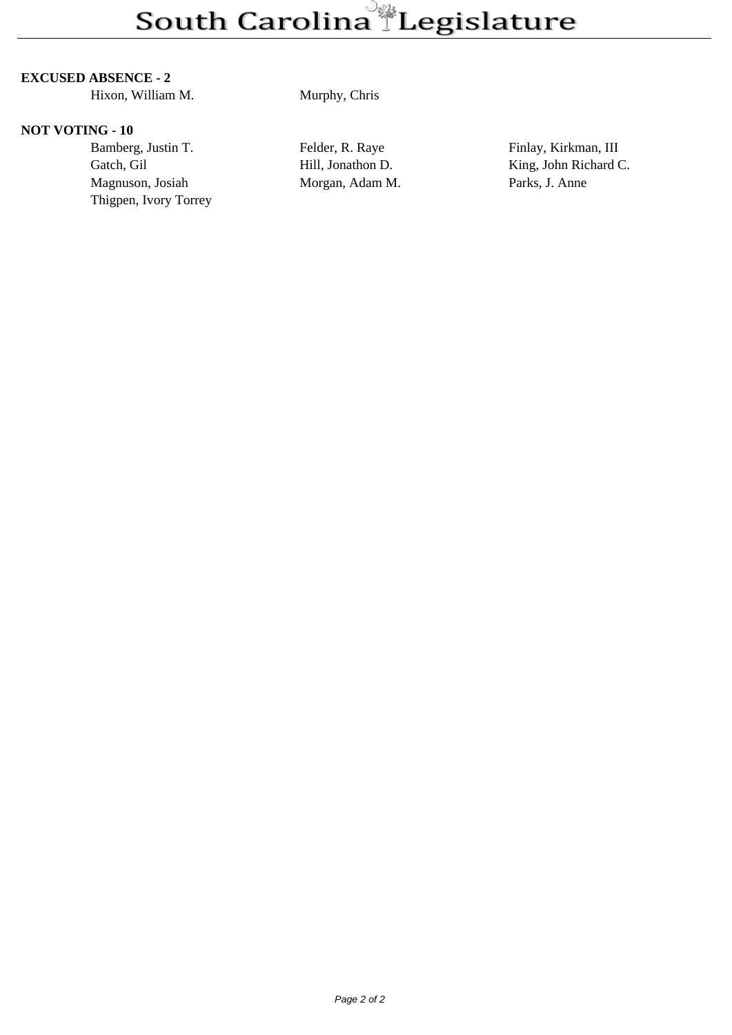**EXCUSED ABSENCE - 2**

| | |
|---|---|
| Hixon, William M. | Murphy, Chris |

**NOT VOTING - 10**

| | | |
|---|---|---|
| Bamberg, Justin T. | Felder, R. Raye | Finlay, Kirkman, III |
| Gatch, Gil | Hill, Jonathon D. | King, John Richard C. |
| Magnuson, Josiah | Morgan, Adam M. | Parks, J. Anne |
| Thigpen, Ivory Torrey | | |